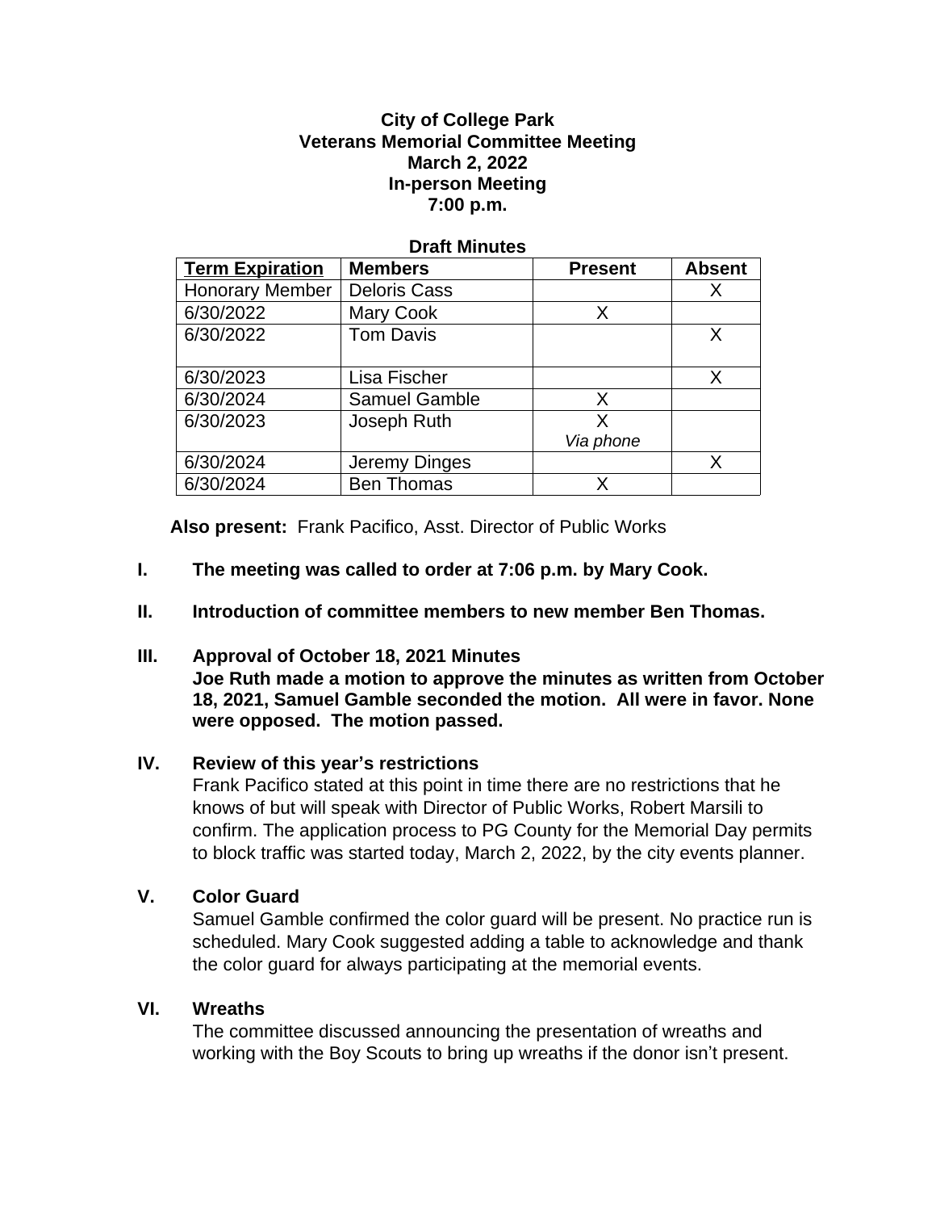**City of College Park**
**Veterans Memorial Committee Meeting**
**March 2, 2022**
**In-person Meeting**
**7:00 p.m.**

**Draft Minutes**

| Term Expiration | Members | Present | Absent |
|---|---|---|---|
| Honorary Member | Deloris Cass | | X |
| 6/30/2022 | Mary Cook | X | |
| 6/30/2022 | Tom Davis | | X |
| 6/30/2023 | Lisa Fischer | | X |
| 6/30/2024 | Samuel Gamble | X | |
| 6/30/2023 | Joseph Ruth | X *Via phone* | |
| 6/30/2024 | Jeremy Dinges | | X |
| 6/30/2024 | Ben Thomas | X | |

**Also present:** Frank Pacifico, Asst. Director of Public Works

**I. The meeting was called to order at 7:06 p.m. by Mary Cook.**

**II. Introduction of committee members to new member Ben Thomas.**

**III. Approval of October 18, 2021 Minutes**
**Joe Ruth made a motion to approve the minutes as written from October 18, 2021, Samuel Gamble seconded the motion. All were in favor. None were opposed. The motion passed.**

**IV. Review of this year's restrictions**
Frank Pacifico stated at this point in time there are no restrictions that he knows of but will speak with Director of Public Works, Robert Marsili to confirm. The application process to PG County for the Memorial Day permits to block traffic was started today, March 2, 2022, by the city events planner.

**V. Color Guard**
Samuel Gamble confirmed the color guard will be present. No practice run is scheduled. Mary Cook suggested adding a table to acknowledge and thank the color guard for always participating at the memorial events.

**VI. Wreaths**
The committee discussed announcing the presentation of wreaths and working with the Boy Scouts to bring up wreaths if the donor isn't present.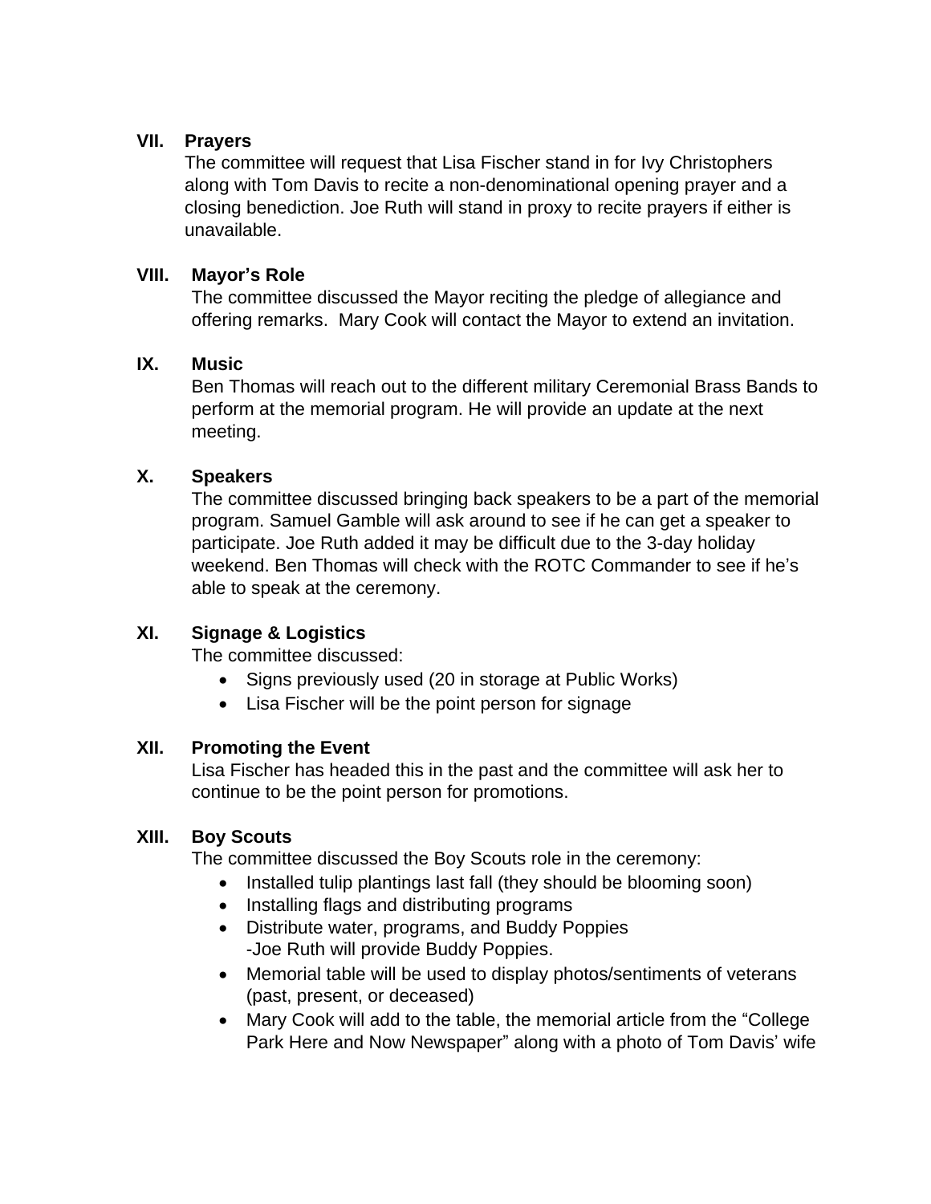### VII. Prayers

The committee will request that Lisa Fischer stand in for Ivy Christophers along with Tom Davis to recite a non-denominational opening prayer and a closing benediction. Joe Ruth will stand in proxy to recite prayers if either is unavailable.

### VIII. Mayor's Role

The committee discussed the Mayor reciting the pledge of allegiance and offering remarks.  Mary Cook will contact the Mayor to extend an invitation.

### IX. Music

Ben Thomas will reach out to the different military Ceremonial Brass Bands to perform at the memorial program. He will provide an update at the next meeting.

### X. Speakers

The committee discussed bringing back speakers to be a part of the memorial program. Samuel Gamble will ask around to see if he can get a speaker to participate. Joe Ruth added it may be difficult due to the 3-day holiday weekend. Ben Thomas will check with the ROTC Commander to see if he's able to speak at the ceremony.

### XI. Signage & Logistics

The committee discussed:

- Signs previously used (20 in storage at Public Works)
- Lisa Fischer will be the point person for signage

### XII. Promoting the Event

Lisa Fischer has headed this in the past and the committee will ask her to continue to be the point person for promotions.

### XIII. Boy Scouts

The committee discussed the Boy Scouts role in the ceremony:

- Installed tulip plantings last fall (they should be blooming soon)
- Installing flags and distributing programs
- Distribute water, programs, and Buddy Poppies
  -Joe Ruth will provide Buddy Poppies.
- Memorial table will be used to display photos/sentiments of veterans (past, present, or deceased)
- Mary Cook will add to the table, the memorial article from the "College Park Here and Now Newspaper" along with a photo of Tom Davis' wife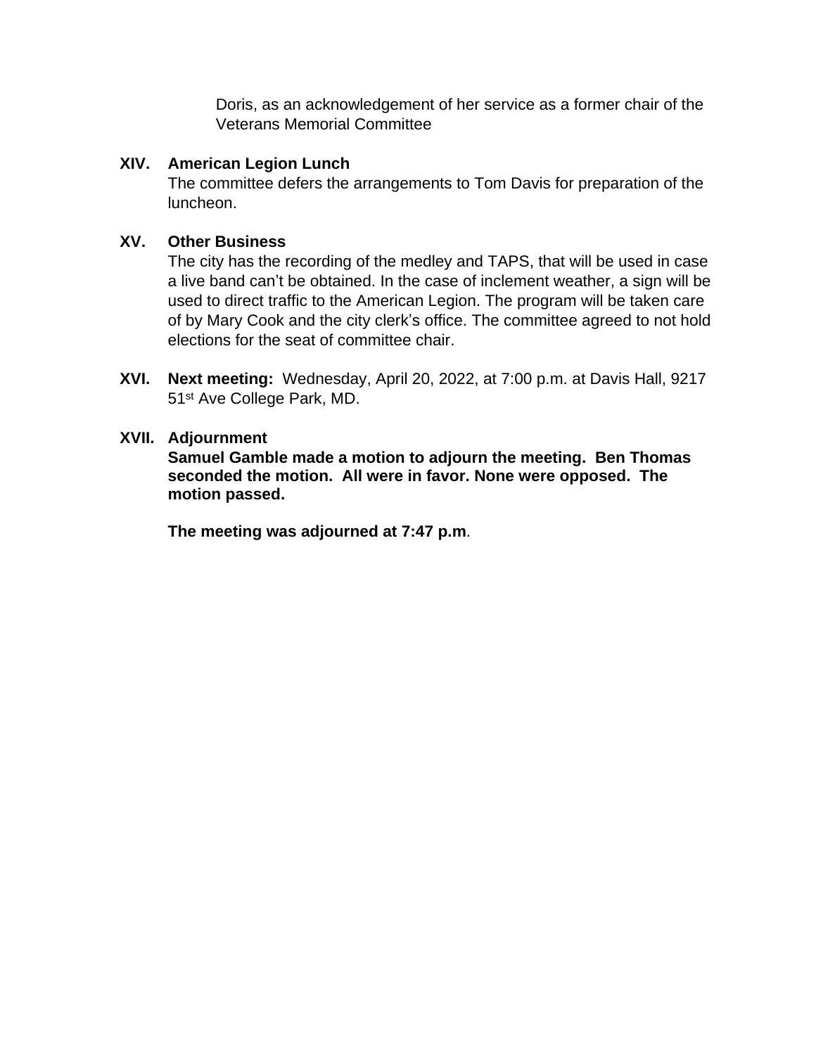Doris, as an acknowledgement of her service as a former chair of the Veterans Memorial Committee

**XIV. American Legion Lunch**

The committee defers the arrangements to Tom Davis for preparation of the luncheon.

**XV. Other Business**

The city has the recording of the medley and TAPS, that will be used in case a live band can't be obtained. In the case of inclement weather, a sign will be used to direct traffic to the American Legion. The program will be taken care of by Mary Cook and the city clerk's office. The committee agreed to not hold elections for the seat of committee chair.

**XVI. Next meeting:** Wednesday, April 20, 2022, at 7:00 p.m. at Davis Hall, 9217 51st Ave College Park, MD.

**XVII. Adjournment**

**Samuel Gamble made a motion to adjourn the meeting. Ben Thomas seconded the motion. All were in favor. None were opposed. The motion passed.**

**The meeting was adjourned at 7:47 p.m**.